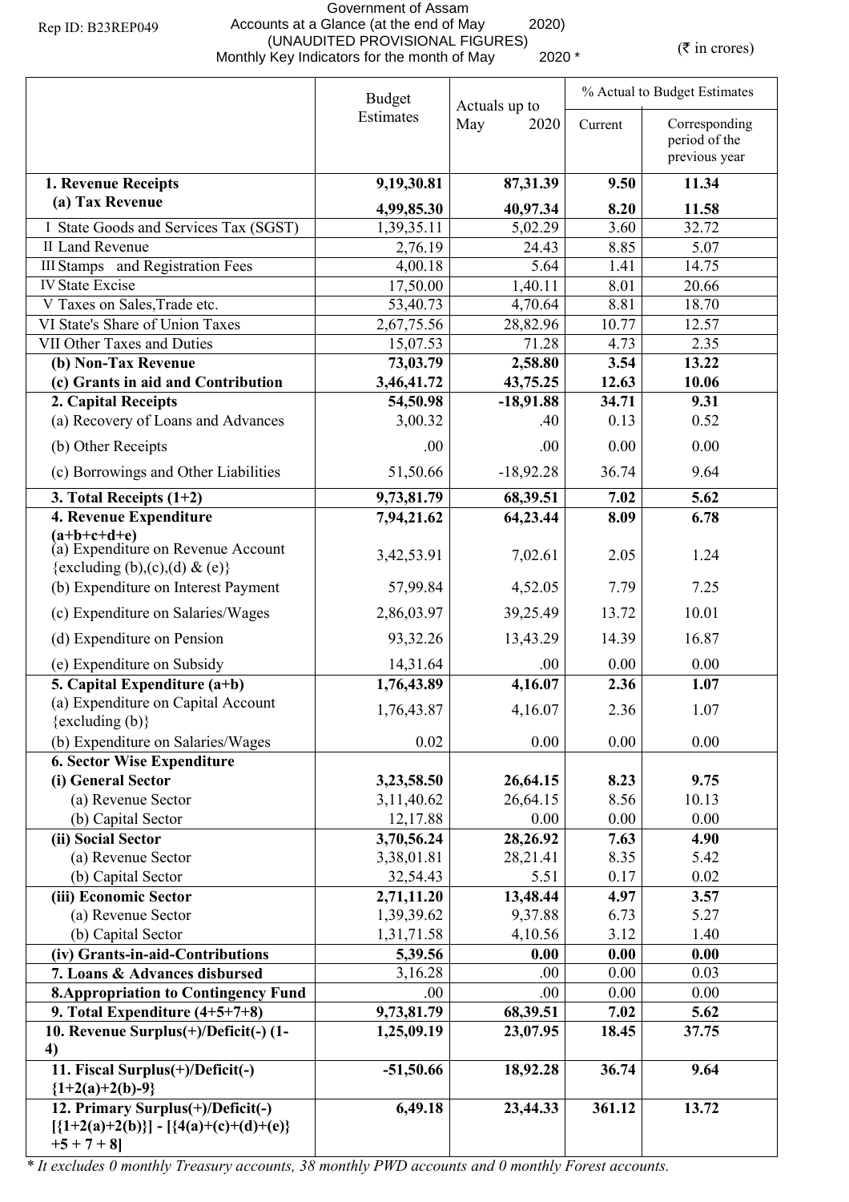Rep ID: B23REP049

Government of Assam
Accounts at a Glance (at the end of May 2020)
(UNAUDITED PROVISIONAL FIGURES)
Monthly Key Indicators for the month of May 2020 *

(₹ in crores)

| | Budget Estimates | Actuals up to May 2020 | % Actual to Budget Estimates | |
|---|---|---|---|---|
| | | | Current | Corresponding period of the previous year |
| **1. Revenue Receipts** | **9,19,30.81** | **87,31.39** | **9.50** | **11.34** |
| **(a) Tax Revenue** | **4,99,85.30** | **40,97.34** | **8.20** | **11.58** |
| I State Goods and Services Tax (SGST) | 1,39,35.11 | 5,02.29 | 3.60 | 32.72 |
| II Land Revenue | 2,76.19 | 24.43 | 8.85 | 5.07 |
| III Stamps and Registration Fees | 4,00.18 | 5.64 | 1.41 | 14.75 |
| IV State Excise | 17,50.00 | 1,40.11 | 8.01 | 20.66 |
| V Taxes on Sales,Trade etc. | 53,40.73 | 4,70.64 | 8.81 | 18.70 |
| VI State's Share of Union Taxes | 2,67,75.56 | 28,82.96 | 10.77 | 12.57 |
| VII Other Taxes and Duties | 15,07.53 | 71.28 | 4.73 | 2.35 |
| **(b) Non-Tax Revenue** | **73,03.79** | **2,58.80** | **3.54** | **13.22** |
| **(c) Grants in aid and Contribution** | **3,46,41.72** | **43,75.25** | **12.63** | **10.06** |
| **2. Capital Receipts** | **54,50.98** | **-18,91.88** | **34.71** | **9.31** |
| (a) Recovery of Loans and Advances | 3,00.32 | .40 | 0.13 | 0.52 |
| (b) Other Receipts | .00 | .00 | 0.00 | 0.00 |
| (c) Borrowings and Other Liabilities | 51,50.66 | -18,92.28 | 36.74 | 9.64 |
| **3. Total Receipts (1+2)** | **9,73,81.79** | **68,39.51** | **7.02** | **5.62** |
| **4. Revenue Expenditure (a+b+c+d+e)** | **7,94,21.62** | **64,23.44** | **8.09** | **6.78** |
| (a) Expenditure on Revenue Account {excluding (b),(c),(d) & (e)} | 3,42,53.91 | 7,02.61 | 2.05 | 1.24 |
| (b) Expenditure on Interest Payment | 57,99.84 | 4,52.05 | 7.79 | 7.25 |
| (c) Expenditure on Salaries/Wages | 2,86,03.97 | 39,25.49 | 13.72 | 10.01 |
| (d) Expenditure on Pension | 93,32.26 | 13,43.29 | 14.39 | 16.87 |
| (e) Expenditure on Subsidy | 14,31.64 | .00 | 0.00 | 0.00 |
| **5. Capital Expenditure (a+b)** | **1,76,43.89** | **4,16.07** | **2.36** | **1.07** |
| (a) Expenditure on Capital Account {excluding (b)} | 1,76,43.87 | 4,16.07 | 2.36 | 1.07 |
| (b) Expenditure on Salaries/Wages | 0.02 | 0.00 | 0.00 | 0.00 |
| **6. Sector Wise Expenditure** | | | | |
| **(i) General Sector** | **3,23,58.50** | **26,64.15** | **8.23** | **9.75** |
| (a) Revenue Sector | 3,11,40.62 | 26,64.15 | 8.56 | 10.13 |
| (b) Capital Sector | 12,17.88 | 0.00 | 0.00 | 0.00 |
| **(ii) Social Sector** | **3,70,56.24** | **28,26.92** | **7.63** | **4.90** |
| (a) Revenue Sector | 3,38,01.81 | 28,21.41 | 8.35 | 5.42 |
| (b) Capital Sector | 32,54.43 | 5.51 | 0.17 | 0.02 |
| **(iii) Economic Sector** | **2,71,11.20** | **13,48.44** | **4.97** | **3.57** |
| (a) Revenue Sector | 1,39,39.62 | 9,37.88 | 6.73 | 5.27 |
| (b) Capital Sector | 1,31,71.58 | 4,10.56 | 3.12 | 1.40 |
| **(iv) Grants-in-aid-Contributions** | **5,39.56** | **0.00** | **0.00** | **0.00** |
| **7. Loans & Advances disbursed** | 3,16.28 | .00 | 0.00 | 0.03 |
| **8.Appropriation to Contingency Fund** | .00 | .00 | 0.00 | 0.00 |
| **9. Total Expenditure (4+5+7+8)** | **9,73,81.79** | **68,39.51** | **7.02** | **5.62** |
| **10. Revenue Surplus(+)/Deficit(-) (1-4)** | **1,25,09.19** | **23,07.95** | **18.45** | **37.75** |
| **11. Fiscal Surplus(+)/Deficit(-) {1+2(a)+2(b)-9}** | **-51,50.66** | **18,92.28** | **36.74** | **9.64** |
| **12. Primary Surplus(+)/Deficit(-) [{1+2(a)+2(b)}] - [{4(a)+(c)+(d)+(e)} +5 + 7 + 8]** | **6,49.18** | **23,44.33** | **361.12** | **13.72** |

*\* It excludes 0 monthly Treasury accounts, 38 monthly PWD accounts and 0 monthly Forest accounts.*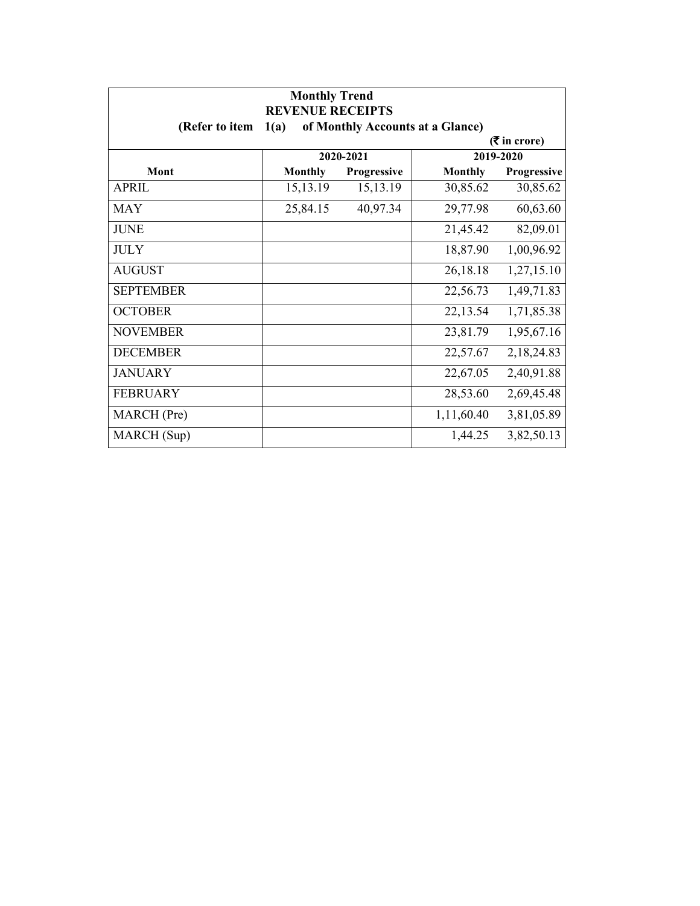**Monthly Trend**
**REVENUE RECEIPTS**
**(Refer to item 1(a) of Monthly Accounts at a Glance)**

**(₹ in crore)**

| Mont | 2020-2021 | | 2019-2020 | |
|---|---|---|---|---|
| | Monthly | Progressive | Monthly | Progressive |
| APRIL | 15,13.19 | 15,13.19 | 30,85.62 | 30,85.62 |
| MAY | 25,84.15 | 40,97.34 | 29,77.98 | 60,63.60 |
| JUNE | | | 21,45.42 | 82,09.01 |
| JULY | | | 18,87.90 | 1,00,96.92 |
| AUGUST | | | 26,18.18 | 1,27,15.10 |
| SEPTEMBER | | | 22,56.73 | 1,49,71.83 |
| OCTOBER | | | 22,13.54 | 1,71,85.38 |
| NOVEMBER | | | 23,81.79 | 1,95,67.16 |
| DECEMBER | | | 22,57.67 | 2,18,24.83 |
| JANUARY | | | 22,67.05 | 2,40,91.88 |
| FEBRUARY | | | 28,53.60 | 2,69,45.48 |
| MARCH (Pre) | | | 1,11,60.40 | 3,81,05.89 |
| MARCH (Sup) | | | 1,44.25 | 3,82,50.13 |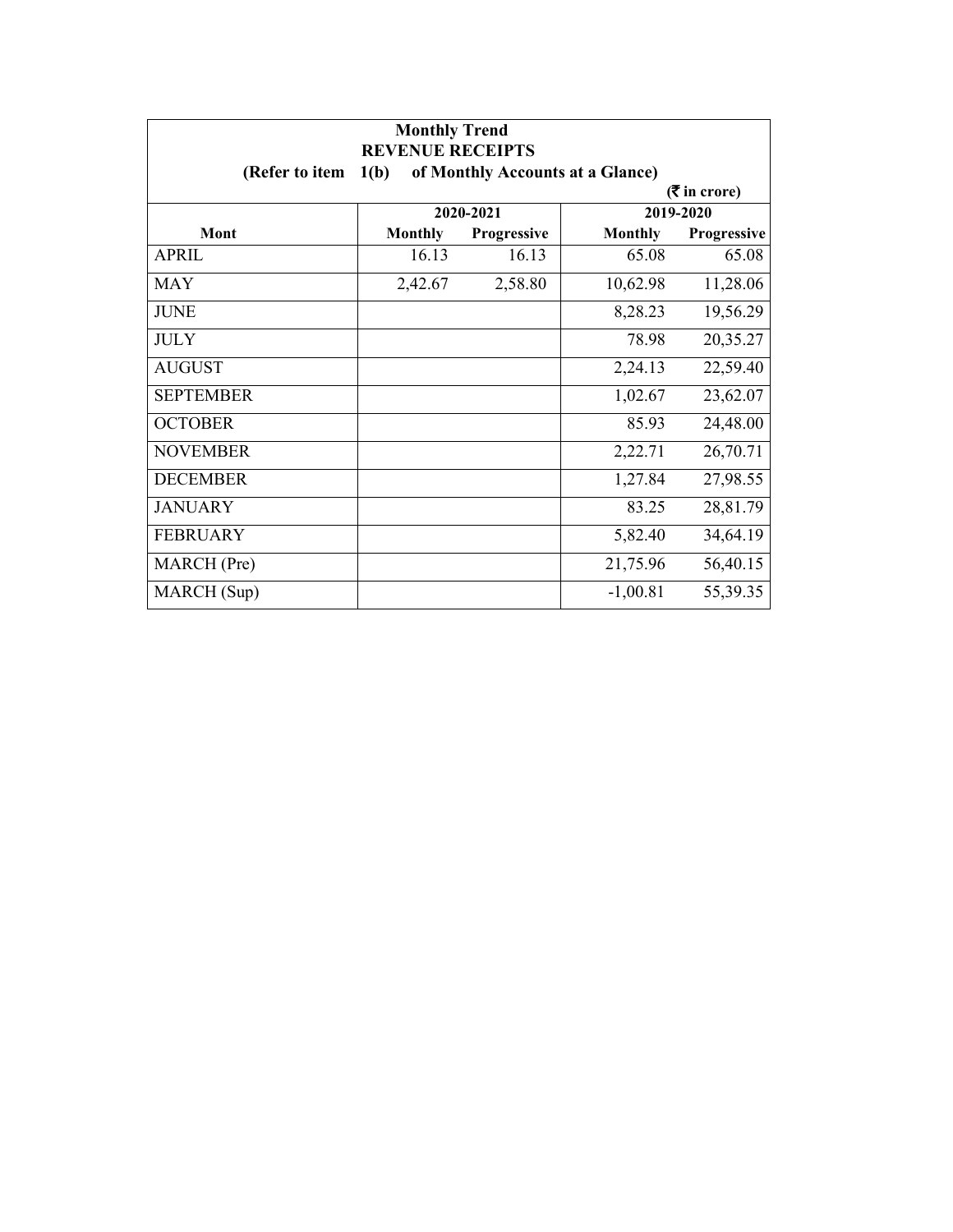**Monthly Trend**

**REVENUE RECEIPTS**

**(Refer to item 1(b) of Monthly Accounts at a Glance)**

**(₹ in crore)**

| Mont | 2020-2021 | | 2019-2020 | |
|---|---|---|---|---|
| | Monthly | Progressive | Monthly | Progressive |
| APRIL | 16.13 | 16.13 | 65.08 | 65.08 |
| MAY | 2,42.67 | 2,58.80 | 10,62.98 | 11,28.06 |
| JUNE | | | 8,28.23 | 19,56.29 |
| JULY | | | 78.98 | 20,35.27 |
| AUGUST | | | 2,24.13 | 22,59.40 |
| SEPTEMBER | | | 1,02.67 | 23,62.07 |
| OCTOBER | | | 85.93 | 24,48.00 |
| NOVEMBER | | | 2,22.71 | 26,70.71 |
| DECEMBER | | | 1,27.84 | 27,98.55 |
| JANUARY | | | 83.25 | 28,81.79 |
| FEBRUARY | | | 5,82.40 | 34,64.19 |
| MARCH (Pre) | | | 21,75.96 | 56,40.15 |
| MARCH (Sup) | | | -1,00.81 | 55,39.35 |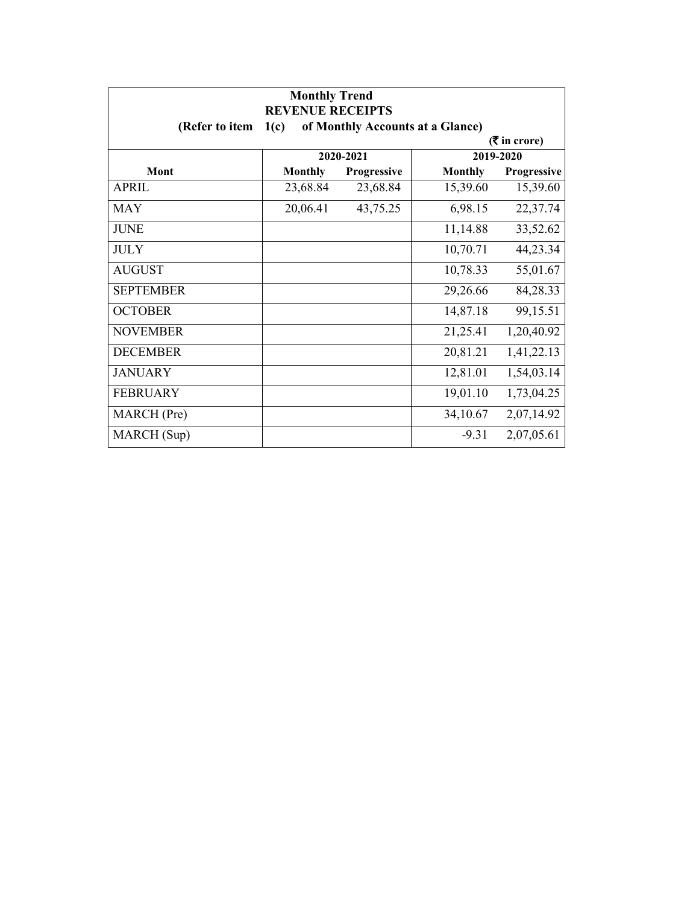**Monthly Trend**

**REVENUE RECEIPTS**

**(Refer to item 1(c) of Monthly Accounts at a Glance)**

**(₹ in crore)**

| Mont | 2020-2021 | | 2019-2020 | |
|---|---|---|---|---|
| | Monthly | Progressive | Monthly | Progressive |
| APRIL | 23,68.84 | 23,68.84 | 15,39.60 | 15,39.60 |
| MAY | 20,06.41 | 43,75.25 | 6,98.15 | 22,37.74 |
| JUNE | | | 11,14.88 | 33,52.62 |
| JULY | | | 10,70.71 | 44,23.34 |
| AUGUST | | | 10,78.33 | 55,01.67 |
| SEPTEMBER | | | 29,26.66 | 84,28.33 |
| OCTOBER | | | 14,87.18 | 99,15.51 |
| NOVEMBER | | | 21,25.41 | 1,20,40.92 |
| DECEMBER | | | 20,81.21 | 1,41,22.13 |
| JANUARY | | | 12,81.01 | 1,54,03.14 |
| FEBRUARY | | | 19,01.10 | 1,73,04.25 |
| MARCH (Pre) | | | 34,10.67 | 2,07,14.92 |
| MARCH (Sup) | | | -9.31 | 2,07,05.61 |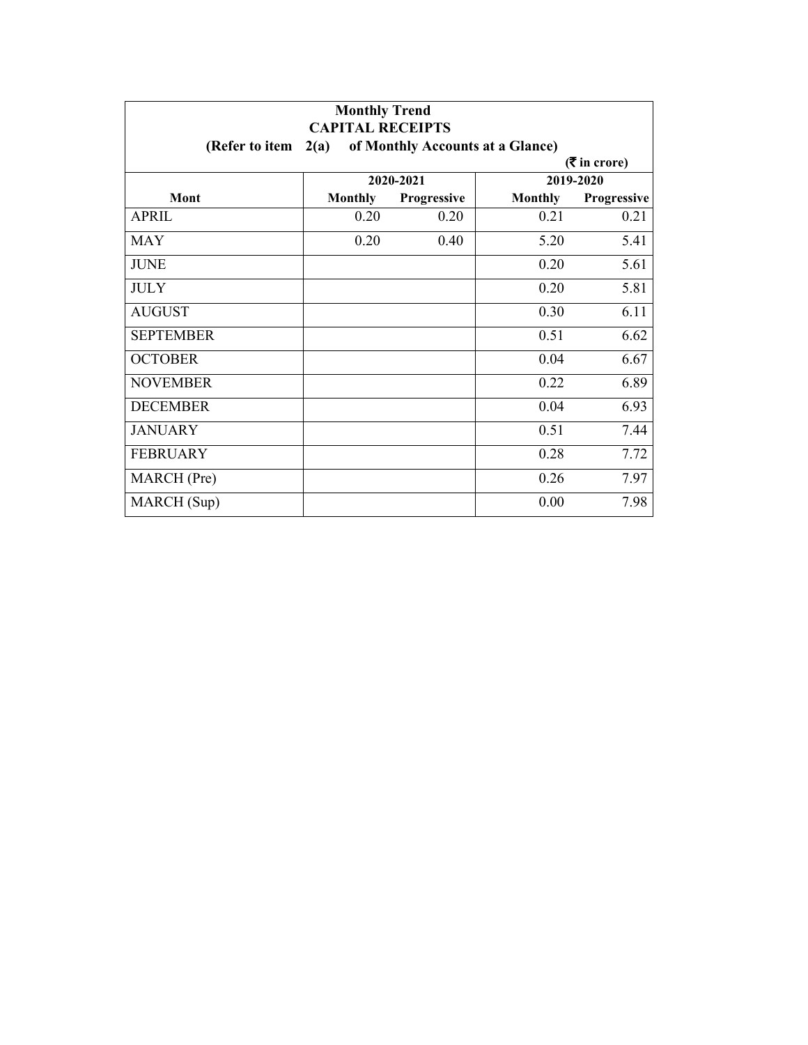**Monthly Trend**

**CAPITAL RECEIPTS**

**(Refer to item 2(a) of Monthly Accounts at a Glance)**

**(₹ in crore)**

| Mont | 2020-2021 | | 2019-2020 | |
|---|---|---|---|---|
| | Monthly | Progressive | Monthly | Progressive |
| APRIL | 0.20 | 0.20 | 0.21 | 0.21 |
| MAY | 0.20 | 0.40 | 5.20 | 5.41 |
| JUNE | | | 0.20 | 5.61 |
| JULY | | | 0.20 | 5.81 |
| AUGUST | | | 0.30 | 6.11 |
| SEPTEMBER | | | 0.51 | 6.62 |
| OCTOBER | | | 0.04 | 6.67 |
| NOVEMBER | | | 0.22 | 6.89 |
| DECEMBER | | | 0.04 | 6.93 |
| JANUARY | | | 0.51 | 7.44 |
| FEBRUARY | | | 0.28 | 7.72 |
| MARCH (Pre) | | | 0.26 | 7.97 |
| MARCH (Sup) | | | 0.00 | 7.98 |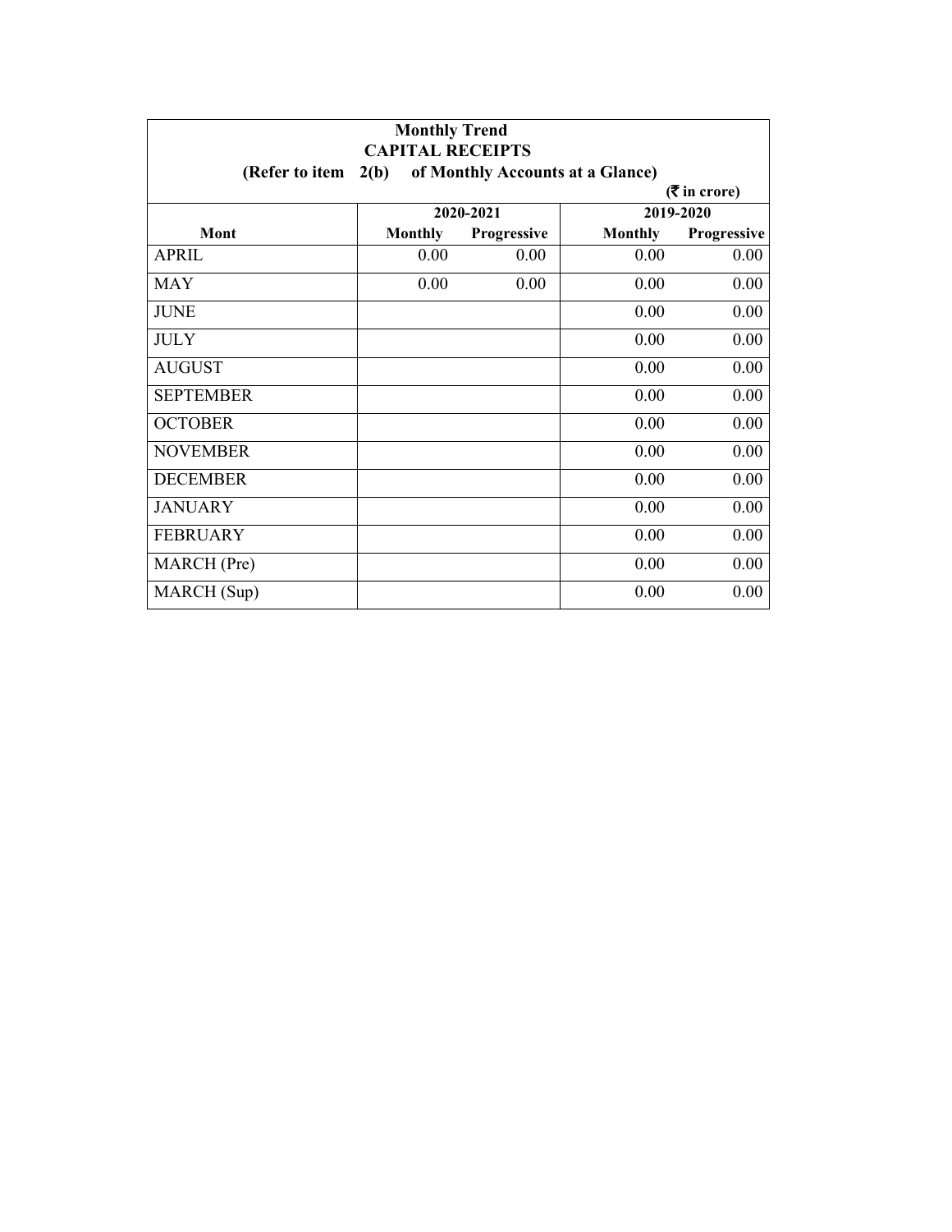**Monthly Trend**

**CAPITAL RECEIPTS**

**(Refer to item 2(b) of Monthly Accounts at a Glance)**

**(₹ in crore)**

| Mont | 2020-2021 | | 2019-2020 | |
|---|---|---|---|---|
| | Monthly | Progressive | Monthly | Progressive |
| APRIL | 0.00 | 0.00 | 0.00 | 0.00 |
| MAY | 0.00 | 0.00 | 0.00 | 0.00 |
| JUNE | | | 0.00 | 0.00 |
| JULY | | | 0.00 | 0.00 |
| AUGUST | | | 0.00 | 0.00 |
| SEPTEMBER | | | 0.00 | 0.00 |
| OCTOBER | | | 0.00 | 0.00 |
| NOVEMBER | | | 0.00 | 0.00 |
| DECEMBER | | | 0.00 | 0.00 |
| JANUARY | | | 0.00 | 0.00 |
| FEBRUARY | | | 0.00 | 0.00 |
| MARCH (Pre) | | | 0.00 | 0.00 |
| MARCH (Sup) | | | 0.00 | 0.00 |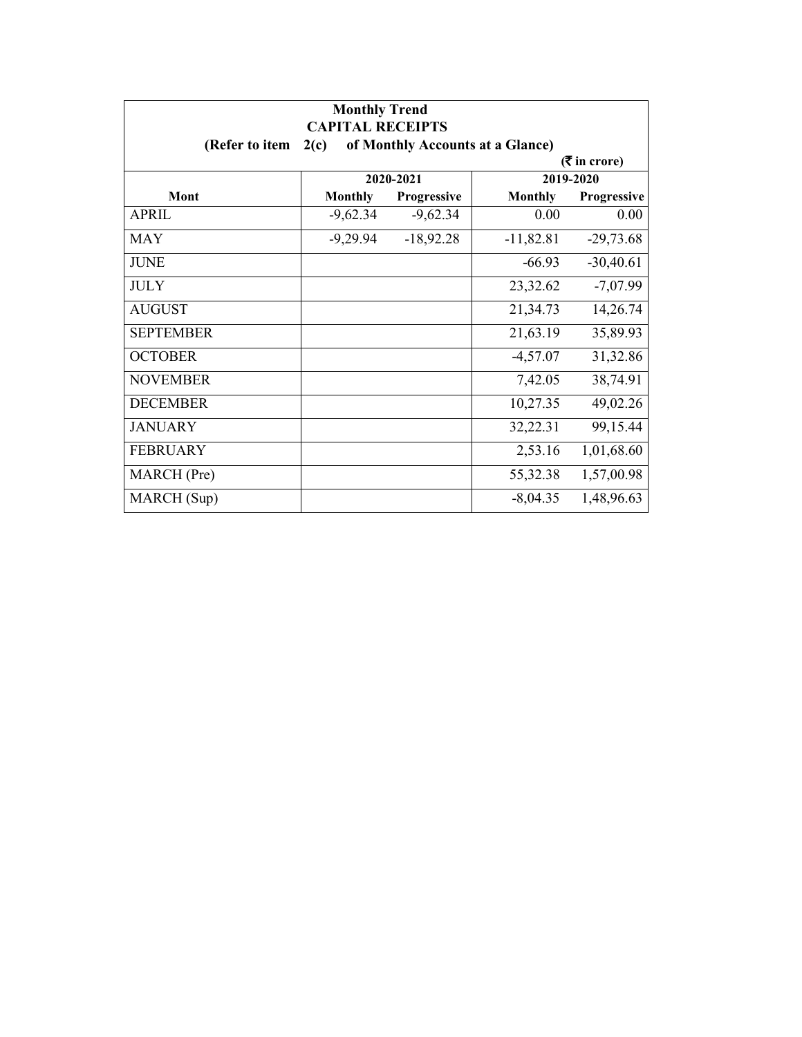**Monthly Trend**

**CAPITAL RECEIPTS**

**(Refer to item 2(c) of Monthly Accounts at a Glance)**

**(₹ in crore)**

| Mont | 2020-2021 | | 2019-2020 | |
|---|---|---|---|---|
| | Monthly | Progressive | Monthly | Progressive |
| APRIL | -9,62.34 | -9,62.34 | 0.00 | 0.00 |
| MAY | -9,29.94 | -18,92.28 | -11,82.81 | -29,73.68 |
| JUNE | | | -66.93 | -30,40.61 |
| JULY | | | 23,32.62 | -7,07.99 |
| AUGUST | | | 21,34.73 | 14,26.74 |
| SEPTEMBER | | | 21,63.19 | 35,89.93 |
| OCTOBER | | | -4,57.07 | 31,32.86 |
| NOVEMBER | | | 7,42.05 | 38,74.91 |
| DECEMBER | | | 10,27.35 | 49,02.26 |
| JANUARY | | | 32,22.31 | 99,15.44 |
| FEBRUARY | | | 2,53.16 | 1,01,68.60 |
| MARCH (Pre) | | | 55,32.38 | 1,57,00.98 |
| MARCH (Sup) | | | -8,04.35 | 1,48,96.63 |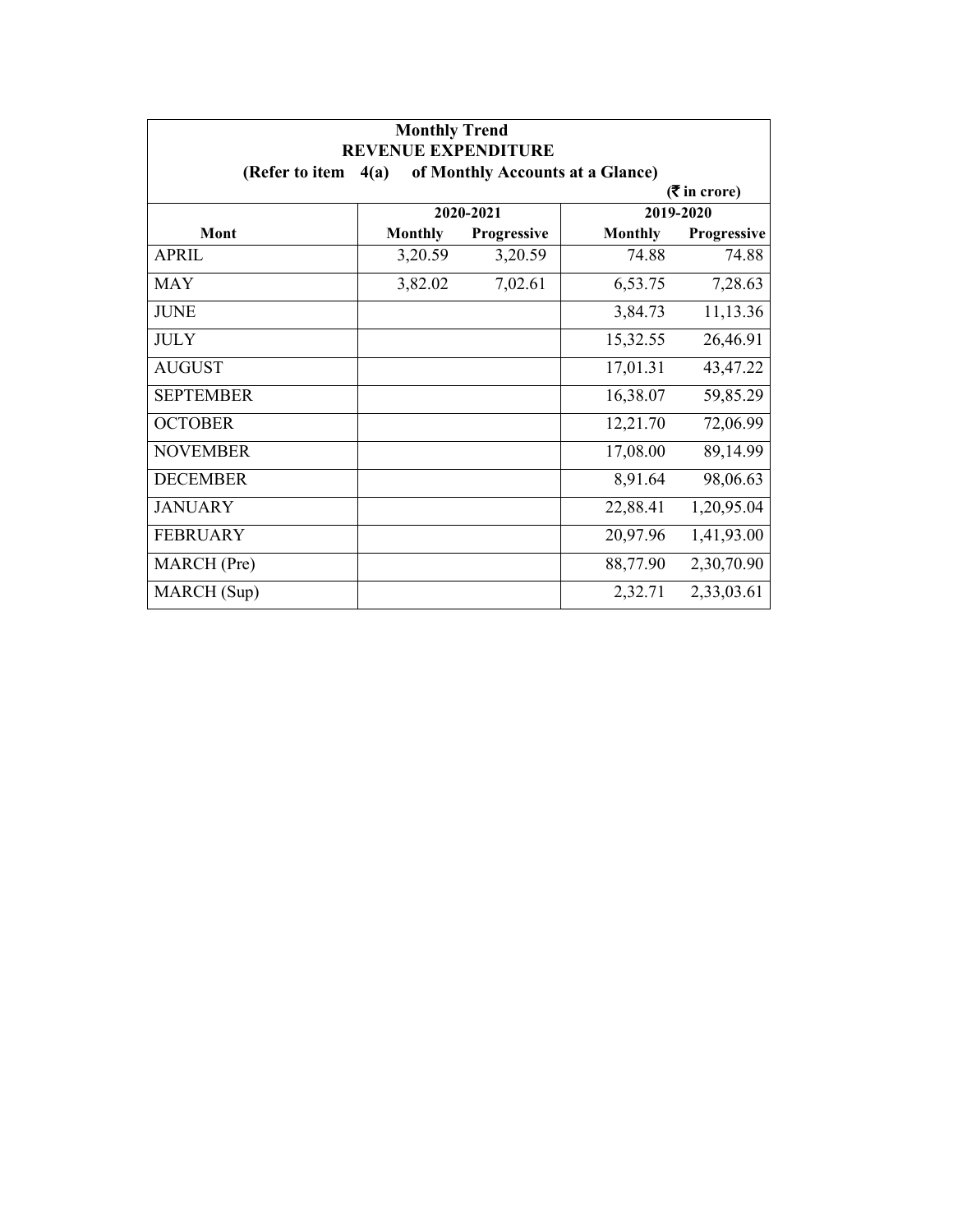**Monthly Trend**
**REVENUE EXPENDITURE**
**(Refer to item 4(a) of Monthly Accounts at a Glance)**

**(₹ in crore)**

| Mont | 2020-2021 | | 2019-2020 | |
|---|---|---|---|---|
| | Monthly | Progressive | Monthly | Progressive |
| APRIL | 3,20.59 | 3,20.59 | 74.88 | 74.88 |
| MAY | 3,82.02 | 7,02.61 | 6,53.75 | 7,28.63 |
| JUNE | | | 3,84.73 | 11,13.36 |
| JULY | | | 15,32.55 | 26,46.91 |
| AUGUST | | | 17,01.31 | 43,47.22 |
| SEPTEMBER | | | 16,38.07 | 59,85.29 |
| OCTOBER | | | 12,21.70 | 72,06.99 |
| NOVEMBER | | | 17,08.00 | 89,14.99 |
| DECEMBER | | | 8,91.64 | 98,06.63 |
| JANUARY | | | 22,88.41 | 1,20,95.04 |
| FEBRUARY | | | 20,97.96 | 1,41,93.00 |
| MARCH (Pre) | | | 88,77.90 | 2,30,70.90 |
| MARCH (Sup) | | | 2,32.71 | 2,33,03.61 |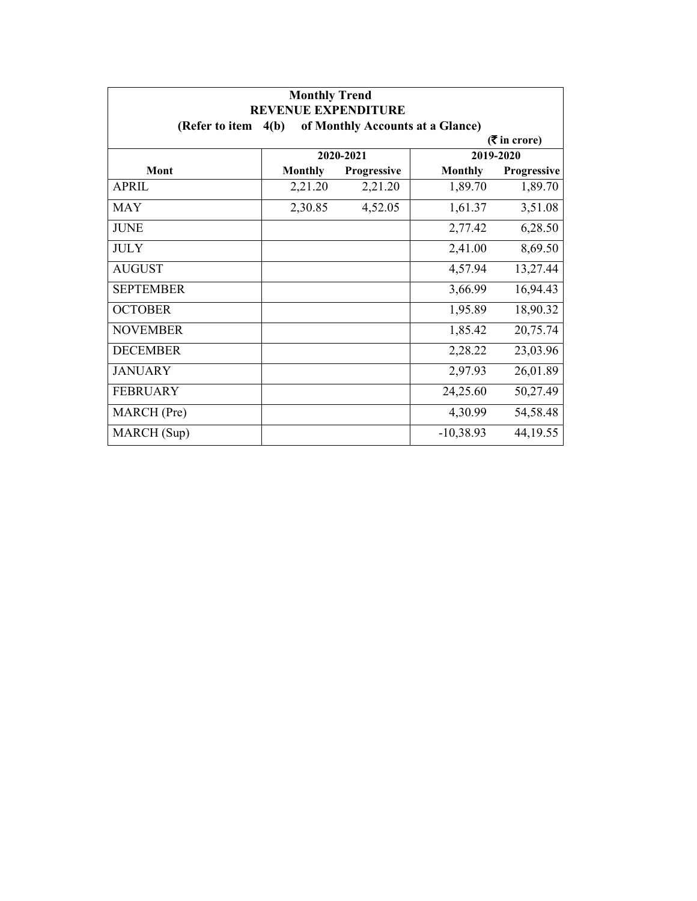**Monthly Trend**
**REVENUE EXPENDITURE**
**(Refer to item 4(b) of Monthly Accounts at a Glance)**

**(₹ in crore)**

| Mont | 2020-2021 | | 2019-2020 | |
|---|---|---|---|---|
| | **Monthly** | **Progressive** | **Monthly** | **Progressive** |
| APRIL | 2,21.20 | 2,21.20 | 1,89.70 | 1,89.70 |
| MAY | 2,30.85 | 4,52.05 | 1,61.37 | 3,51.08 |
| JUNE | | | 2,77.42 | 6,28.50 |
| JULY | | | 2,41.00 | 8,69.50 |
| AUGUST | | | 4,57.94 | 13,27.44 |
| SEPTEMBER | | | 3,66.99 | 16,94.43 |
| OCTOBER | | | 1,95.89 | 18,90.32 |
| NOVEMBER | | | 1,85.42 | 20,75.74 |
| DECEMBER | | | 2,28.22 | 23,03.96 |
| JANUARY | | | 2,97.93 | 26,01.89 |
| FEBRUARY | | | 24,25.60 | 50,27.49 |
| MARCH (Pre) | | | 4,30.99 | 54,58.48 |
| MARCH (Sup) | | | -10,38.93 | 44,19.55 |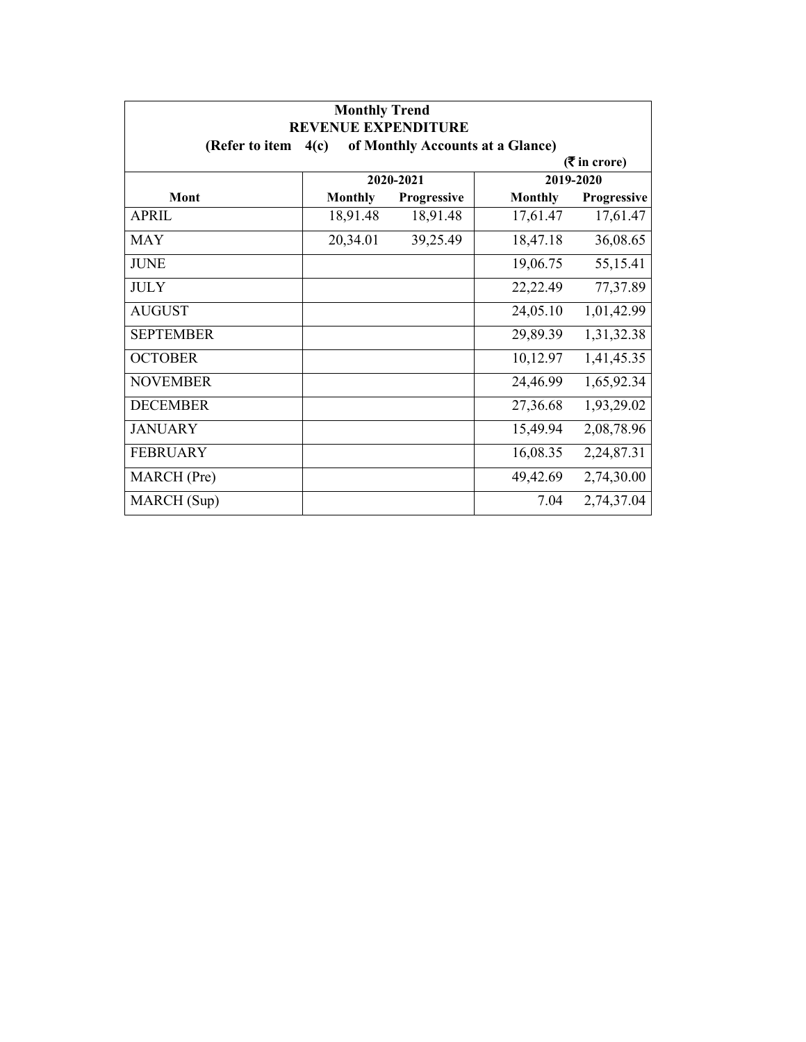**Monthly Trend**
**REVENUE EXPENDITURE**
**(Refer to item 4(c) of Monthly Accounts at a Glance)**

**(₹ in crore)**

| Mont | 2020-2021 | | 2019-2020 | |
|---|---|---|---|---|
| | Monthly | Progressive | Monthly | Progressive |
| APRIL | 18,91.48 | 18,91.48 | 17,61.47 | 17,61.47 |
| MAY | 20,34.01 | 39,25.49 | 18,47.18 | 36,08.65 |
| JUNE | | | 19,06.75 | 55,15.41 |
| JULY | | | 22,22.49 | 77,37.89 |
| AUGUST | | | 24,05.10 | 1,01,42.99 |
| SEPTEMBER | | | 29,89.39 | 1,31,32.38 |
| OCTOBER | | | 10,12.97 | 1,41,45.35 |
| NOVEMBER | | | 24,46.99 | 1,65,92.34 |
| DECEMBER | | | 27,36.68 | 1,93,29.02 |
| JANUARY | | | 15,49.94 | 2,08,78.96 |
| FEBRUARY | | | 16,08.35 | 2,24,87.31 |
| MARCH (Pre) | | | 49,42.69 | 2,74,30.00 |
| MARCH (Sup) | | | 7.04 | 2,74,37.04 |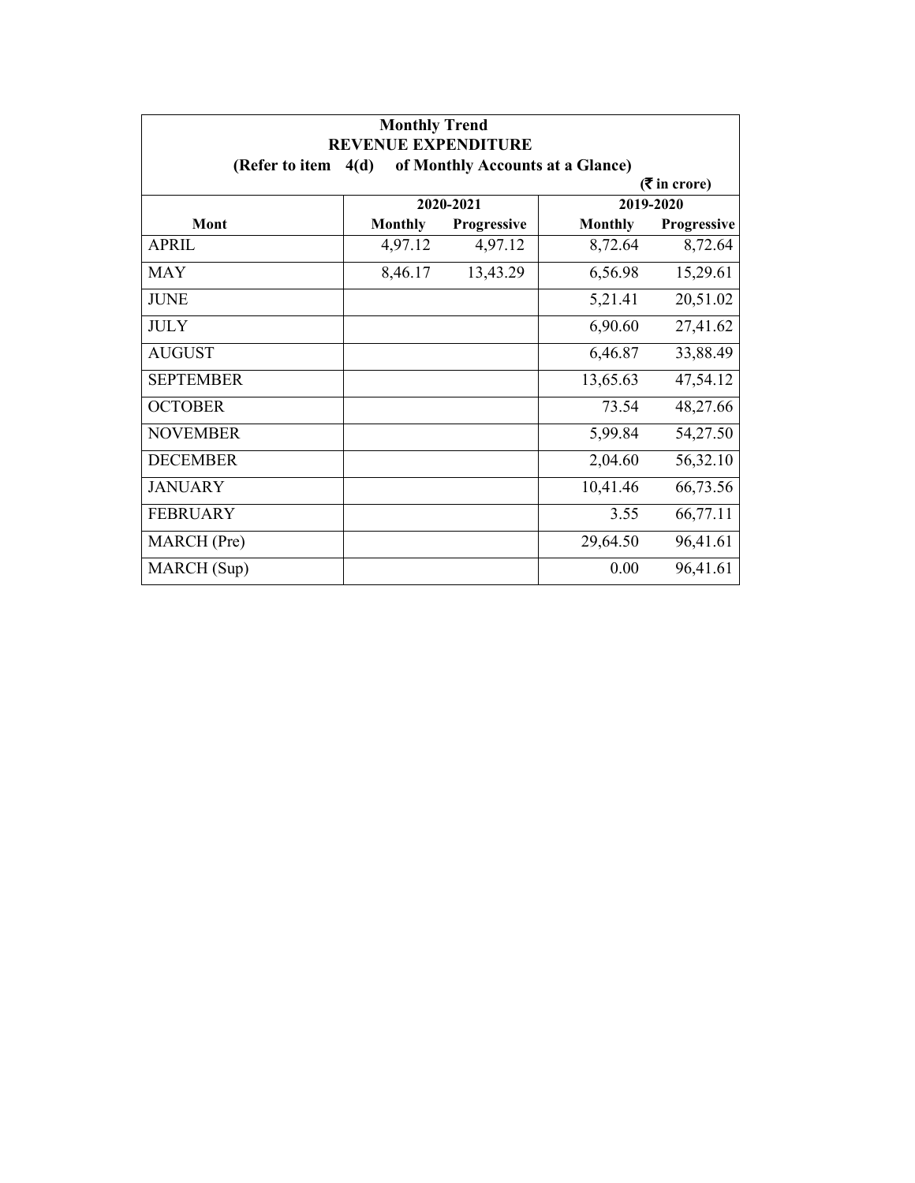**Monthly Trend**
**REVENUE EXPENDITURE**
**(Refer to item 4(d) of Monthly Accounts at a Glance)**

**(₹ in crore)**

| Mont | 2020-2021 | | 2019-2020 | |
|---|---|---|---|---|
| | Monthly | Progressive | Monthly | Progressive |
| APRIL | 4,97.12 | 4,97.12 | 8,72.64 | 8,72.64 |
| MAY | 8,46.17 | 13,43.29 | 6,56.98 | 15,29.61 |
| JUNE | | | 5,21.41 | 20,51.02 |
| JULY | | | 6,90.60 | 27,41.62 |
| AUGUST | | | 6,46.87 | 33,88.49 |
| SEPTEMBER | | | 13,65.63 | 47,54.12 |
| OCTOBER | | | 73.54 | 48,27.66 |
| NOVEMBER | | | 5,99.84 | 54,27.50 |
| DECEMBER | | | 2,04.60 | 56,32.10 |
| JANUARY | | | 10,41.46 | 66,73.56 |
| FEBRUARY | | | 3.55 | 66,77.11 |
| MARCH (Pre) | | | 29,64.50 | 96,41.61 |
| MARCH (Sup) | | | 0.00 | 96,41.61 |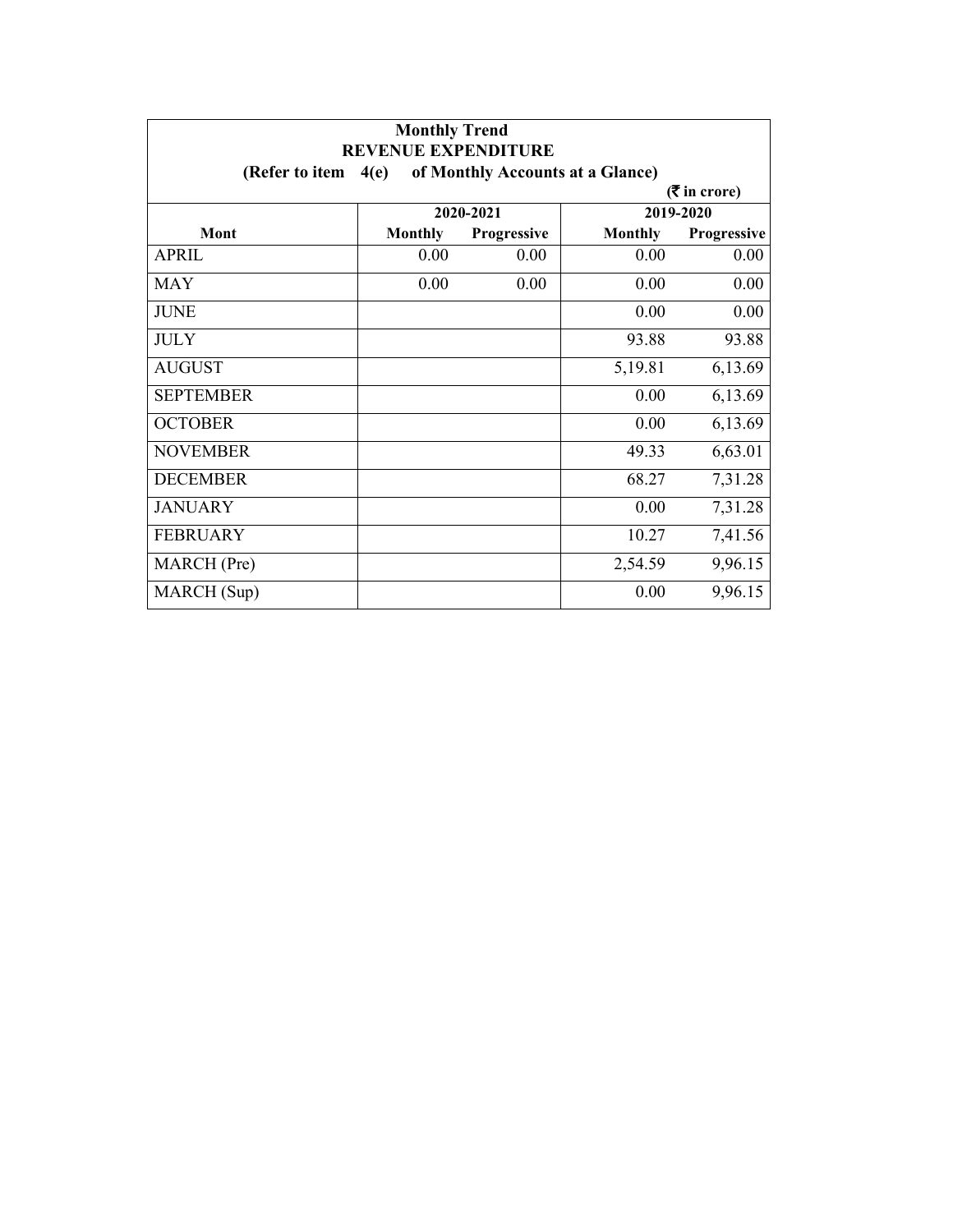**Monthly Trend**
**REVENUE EXPENDITURE**
**(Refer to item 4(e) of Monthly Accounts at a Glance)**

**(₹ in crore)**

| | 2020-2021 | | 2019-2020 | |
|---|---|---|---|---|
| **Mont** | **Monthly** | **Progressive** | **Monthly** | **Progressive** |
| APRIL | 0.00 | 0.00 | 0.00 | 0.00 |
| MAY | 0.00 | 0.00 | 0.00 | 0.00 |
| JUNE | | | 0.00 | 0.00 |
| JULY | | | 93.88 | 93.88 |
| AUGUST | | | 5,19.81 | 6,13.69 |
| SEPTEMBER | | | 0.00 | 6,13.69 |
| OCTOBER | | | 0.00 | 6,13.69 |
| NOVEMBER | | | 49.33 | 6,63.01 |
| DECEMBER | | | 68.27 | 7,31.28 |
| JANUARY | | | 0.00 | 7,31.28 |
| FEBRUARY | | | 10.27 | 7,41.56 |
| MARCH (Pre) | | | 2,54.59 | 9,96.15 |
| MARCH (Sup) | | | 0.00 | 9,96.15 |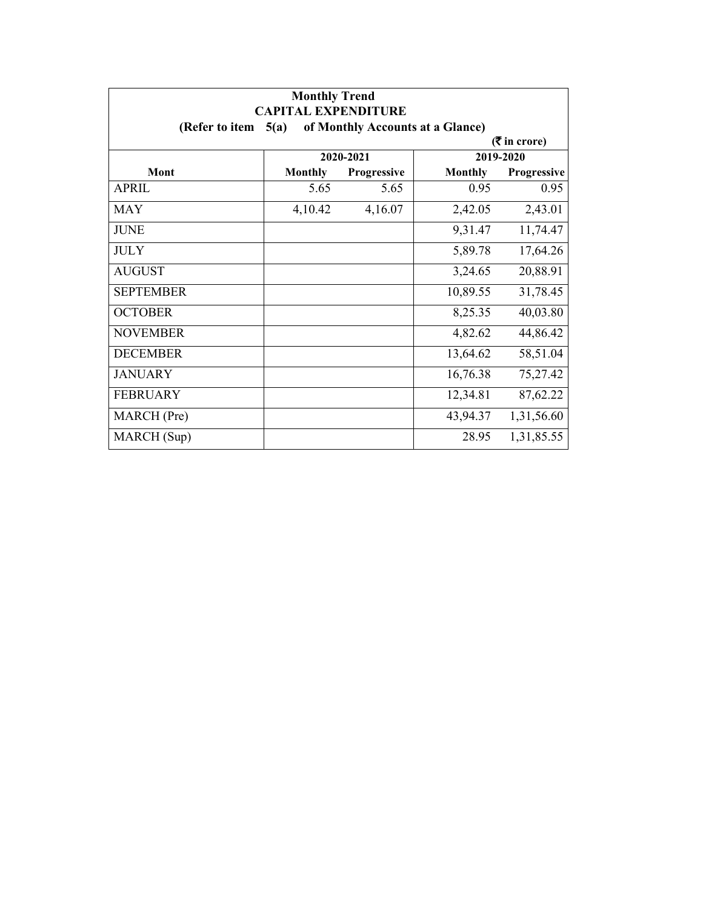**Monthly Trend**

**CAPITAL EXPENDITURE**

**(Refer to item 5(a) of Monthly Accounts at a Glance)**

**(₹ in crore)**

| Mont | 2020-2021 | | 2019-2020 | |
|---|---|---|---|---|
| | Monthly | Progressive | Monthly | Progressive |
| APRIL | 5.65 | 5.65 | 0.95 | 0.95 |
| MAY | 4,10.42 | 4,16.07 | 2,42.05 | 2,43.01 |
| JUNE | | | 9,31.47 | 11,74.47 |
| JULY | | | 5,89.78 | 17,64.26 |
| AUGUST | | | 3,24.65 | 20,88.91 |
| SEPTEMBER | | | 10,89.55 | 31,78.45 |
| OCTOBER | | | 8,25.35 | 40,03.80 |
| NOVEMBER | | | 4,82.62 | 44,86.42 |
| DECEMBER | | | 13,64.62 | 58,51.04 |
| JANUARY | | | 16,76.38 | 75,27.42 |
| FEBRUARY | | | 12,34.81 | 87,62.22 |
| MARCH (Pre) | | | 43,94.37 | 1,31,56.60 |
| MARCH (Sup) | | | 28.95 | 1,31,85.55 |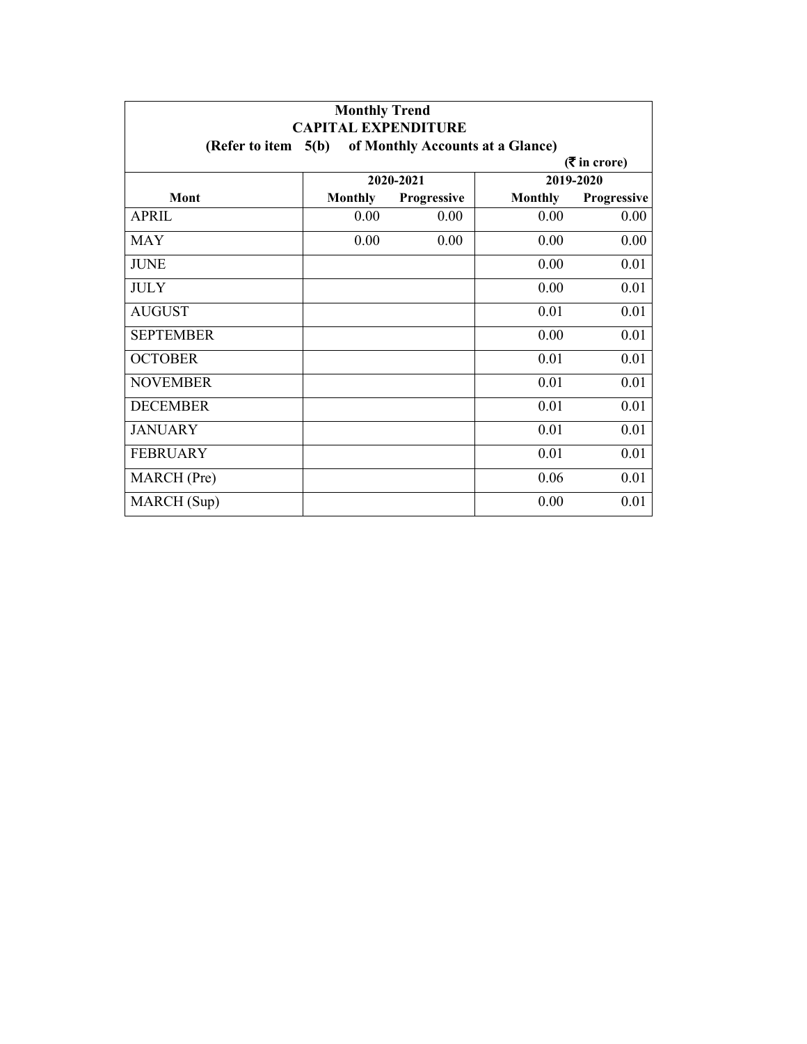**Monthly Trend**

**CAPITAL EXPENDITURE**

**(Refer to item 5(b) of Monthly Accounts at a Glance)**

**(₹ in crore)**

| Mont | 2020-2021 | | 2019-2020 | |
|---|---|---|---|---|
| | **Monthly** | **Progressive** | **Monthly** | **Progressive** |
| APRIL | 0.00 | 0.00 | 0.00 | 0.00 |
| MAY | 0.00 | 0.00 | 0.00 | 0.00 |
| JUNE | | | 0.00 | 0.01 |
| JULY | | | 0.00 | 0.01 |
| AUGUST | | | 0.01 | 0.01 |
| SEPTEMBER | | | 0.00 | 0.01 |
| OCTOBER | | | 0.01 | 0.01 |
| NOVEMBER | | | 0.01 | 0.01 |
| DECEMBER | | | 0.01 | 0.01 |
| JANUARY | | | 0.01 | 0.01 |
| FEBRUARY | | | 0.01 | 0.01 |
| MARCH (Pre) | | | 0.06 | 0.01 |
| MARCH (Sup) | | | 0.00 | 0.01 |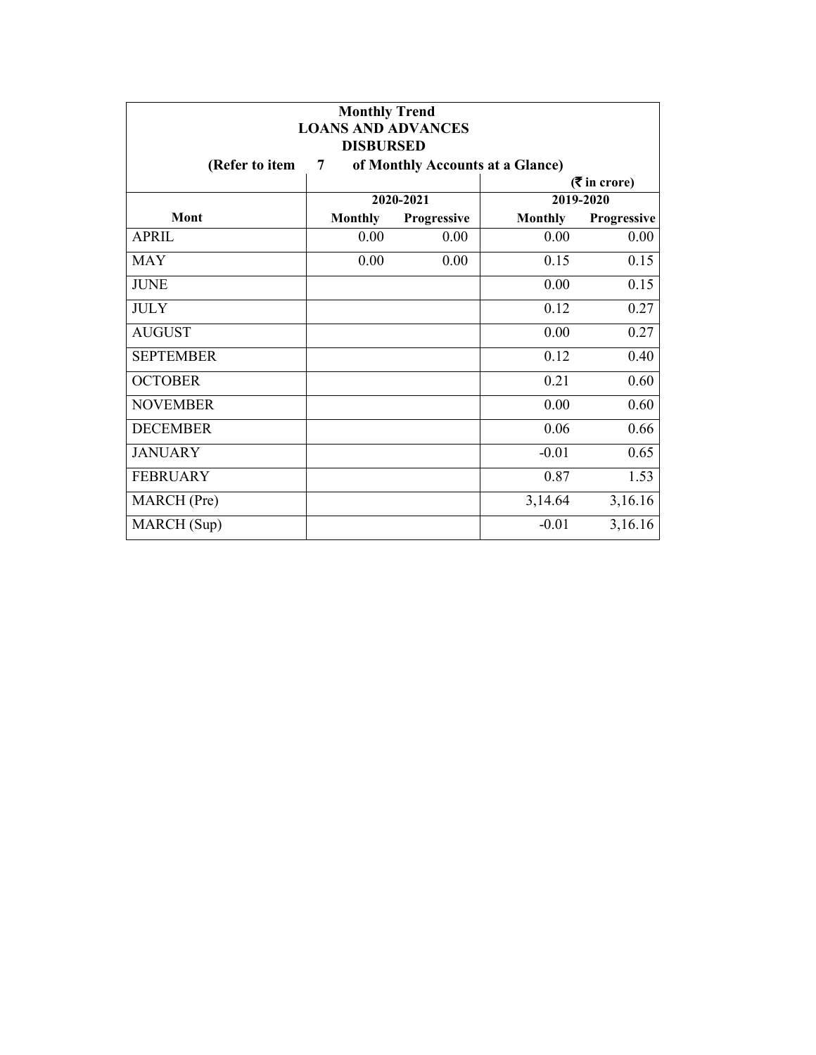**Monthly Trend**
**LOANS AND ADVANCES**
**DISBURSED**
**(Refer to item 7 of Monthly Accounts at a Glance)**

(₹ in crore)

| Mont | 2020-2021 | | 2019-2020 | |
|---|---|---|---|---|
| | Monthly | Progressive | Monthly | Progressive |
| APRIL | 0.00 | 0.00 | 0.00 | 0.00 |
| MAY | 0.00 | 0.00 | 0.15 | 0.15 |
| JUNE | | | 0.00 | 0.15 |
| JULY | | | 0.12 | 0.27 |
| AUGUST | | | 0.00 | 0.27 |
| SEPTEMBER | | | 0.12 | 0.40 |
| OCTOBER | | | 0.21 | 0.60 |
| NOVEMBER | | | 0.00 | 0.60 |
| DECEMBER | | | 0.06 | 0.66 |
| JANUARY | | | -0.01 | 0.65 |
| FEBRUARY | | | 0.87 | 1.53 |
| MARCH (Pre) | | | 3,14.64 | 3,16.16 |
| MARCH (Sup) | | | -0.01 | 3,16.16 |